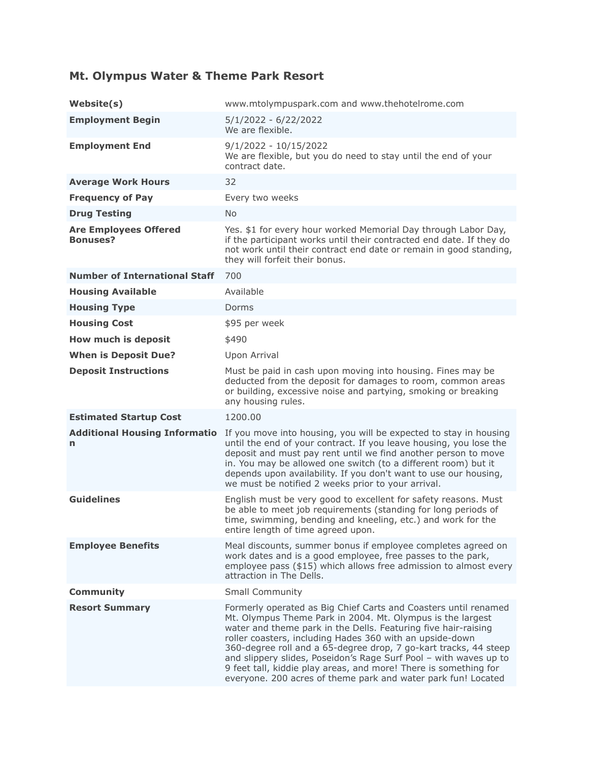## Mt. Olympus Water & Theme Park Resort

| | |
|---|---|
| **Website(s)** | www.mtolympuspark.com and www.thehotelrome.com |
| **Employment Begin** | 5/1/2022 - 6/22/2022<br>We are flexible. |
| **Employment End** | 9/1/2022 - 10/15/2022<br>We are flexible, but you do need to stay until the end of your contract date. |
| **Average Work Hours** | 32 |
| **Frequency of Pay** | Every two weeks |
| **Drug Testing** | No |
| **Are Employees Offered Bonuses?** | Yes. $1 for every hour worked Memorial Day through Labor Day, if the participant works until their contracted end date. If they do not work until their contract end date or remain in good standing, they will forfeit their bonus. |
| **Number of International Staff** | 700 |
| **Housing Available** | Available |
| **Housing Type** | Dorms |
| **Housing Cost** | $95 per week |
| **How much is deposit** | $490 |
| **When is Deposit Due?** | Upon Arrival |
| **Deposit Instructions** | Must be paid in cash upon moving into housing. Fines may be deducted from the deposit for damages to room, common areas or building, excessive noise and partying, smoking or breaking any housing rules. |
| **Estimated Startup Cost** | 1200.00 |
| **Additional Housing Information** | If you move into housing, you will be expected to stay in housing until the end of your contract. If you leave housing, you lose the deposit and must pay rent until we find another person to move in. You may be allowed one switch (to a different room) but it depends upon availability. If you don't want to use our housing, we must be notified 2 weeks prior to your arrival. |
| **Guidelines** | English must be very good to excellent for safety reasons. Must be able to meet job requirements (standing for long periods of time, swimming, bending and kneeling, etc.) and work for the entire length of time agreed upon. |
| **Employee Benefits** | Meal discounts, summer bonus if employee completes agreed on work dates and is a good employee, free passes to the park, employee pass ($15) which allows free admission to almost every attraction in The Dells. |
| **Community** | Small Community |
| **Resort Summary** | Formerly operated as Big Chief Carts and Coasters until renamed Mt. Olympus Theme Park in 2004. Mt. Olympus is the largest water and theme park in the Dells. Featuring five hair-raising roller coasters, including Hades 360 with an upside-down 360-degree roll and a 65-degree drop, 7 go-kart tracks, 44 steep and slippery slides, Poseidon's Rage Surf Pool – with waves up to 9 feet tall, kiddie play areas, and more! There is something for everyone. 200 acres of theme park and water park fun! Located |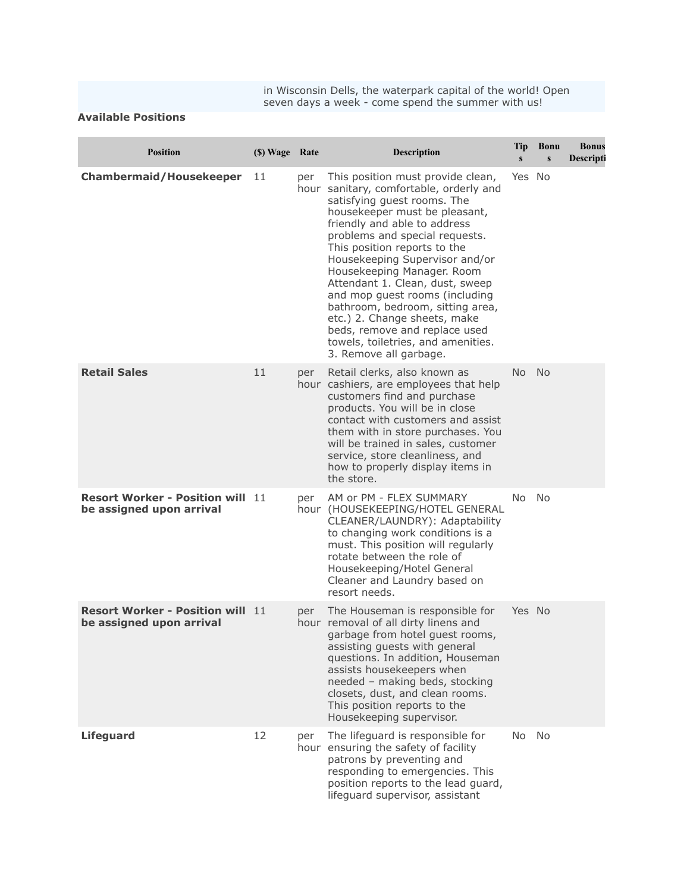in Wisconsin Dells, the waterpark capital of the world! Open seven days a week - come spend the summer with us!

**Available Positions**

| Position | ($) Wage | Rate | Description | Tips | Bonus | Bonus Descripti |
|---|---|---|---|---|---|---|
| **Chambermaid/Housekeeper** | 11 | per hour | This position must provide clean, sanitary, comfortable, orderly and satisfying guest rooms. The housekeeper must be pleasant, friendly and able to address problems and special requests. This position reports to the Housekeeping Supervisor and/or Housekeeping Manager. Room Attendant 1. Clean, dust, sweep and mop guest rooms (including bathroom, bedroom, sitting area, etc.) 2. Change sheets, make beds, remove and replace used towels, toiletries, and amenities. 3. Remove all garbage. | Yes | No | |
| **Retail Sales** | 11 | per hour | Retail clerks, also known as cashiers, are employees that help customers find and purchase products. You will be in close contact with customers and assist them with in store purchases. You will be trained in sales, customer service, store cleanliness, and how to properly display items in the store. | No | No | |
| **Resort Worker - Position will be assigned upon arrival** | 11 | per hour | AM or PM - FLEX SUMMARY (HOUSEKEEPING/HOTEL GENERAL CLEANER/LAUNDRY): Adaptability to changing work conditions is a must. This position will regularly rotate between the role of Housekeeping/Hotel General Cleaner and Laundry based on resort needs. | No | No | |
| **Resort Worker - Position will be assigned upon arrival** | 11 | per hour | The Houseman is responsible for removal of all dirty linens and garbage from hotel guest rooms, assisting guests with general questions. In addition, Houseman assists housekeepers when needed – making beds, stocking closets, dust, and clean rooms. This position reports to the Housekeeping supervisor. | Yes | No | |
| **Lifeguard** | 12 | per hour | The lifeguard is responsible for ensuring the safety of facility patrons by preventing and responding to emergencies. This position reports to the lead guard, lifeguard supervisor, assistant | No | No | |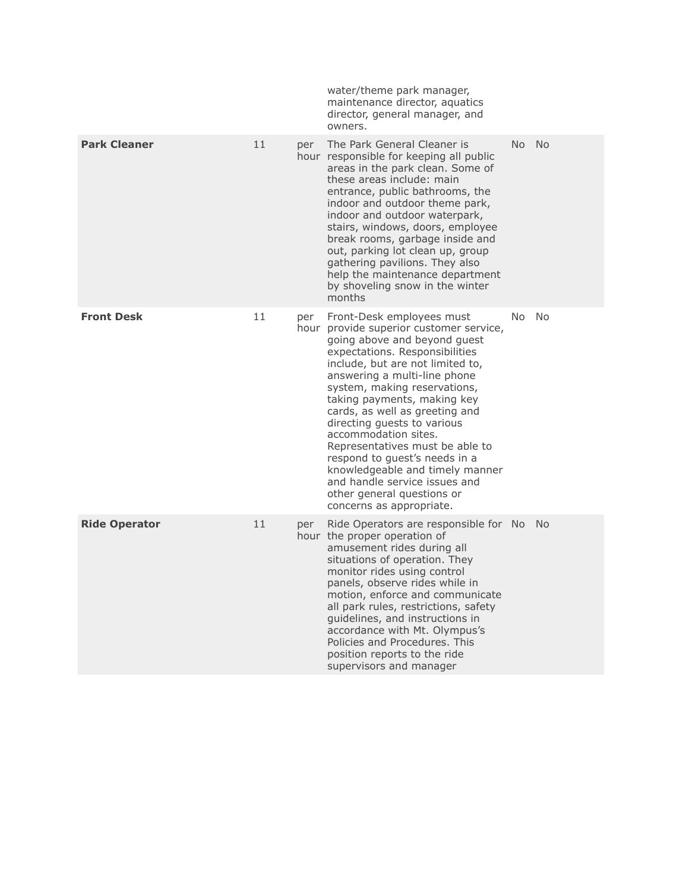| | | | | | |
|---|---|---|---|---|---|
| | | | water/theme park manager, maintenance director, aquatics director, general manager, and owners. | | |
| **Park Cleaner** | 11 | per hour | The Park General Cleaner is responsible for keeping all public areas in the park clean. Some of these areas include: main entrance, public bathrooms, the indoor and outdoor theme park, indoor and outdoor waterpark, stairs, windows, doors, employee break rooms, garbage inside and out, parking lot clean up, group gathering pavilions. They also help the maintenance department by shoveling snow in the winter months | No | No |
| **Front Desk** | 11 | per hour | Front-Desk employees must provide superior customer service, going above and beyond guest expectations. Responsibilities include, but are not limited to, answering a multi-line phone system, making reservations, taking payments, making key cards, as well as greeting and directing guests to various accommodation sites. Representatives must be able to respond to guest's needs in a knowledgeable and timely manner and handle service issues and other general questions or concerns as appropriate. | No | No |
| **Ride Operator** | 11 | per hour | Ride Operators are responsible for the proper operation of amusement rides during all situations of operation. They monitor rides using control panels, observe rides while in motion, enforce and communicate all park rules, restrictions, safety guidelines, and instructions in accordance with Mt. Olympus's Policies and Procedures. This position reports to the ride supervisors and manager | No | No |